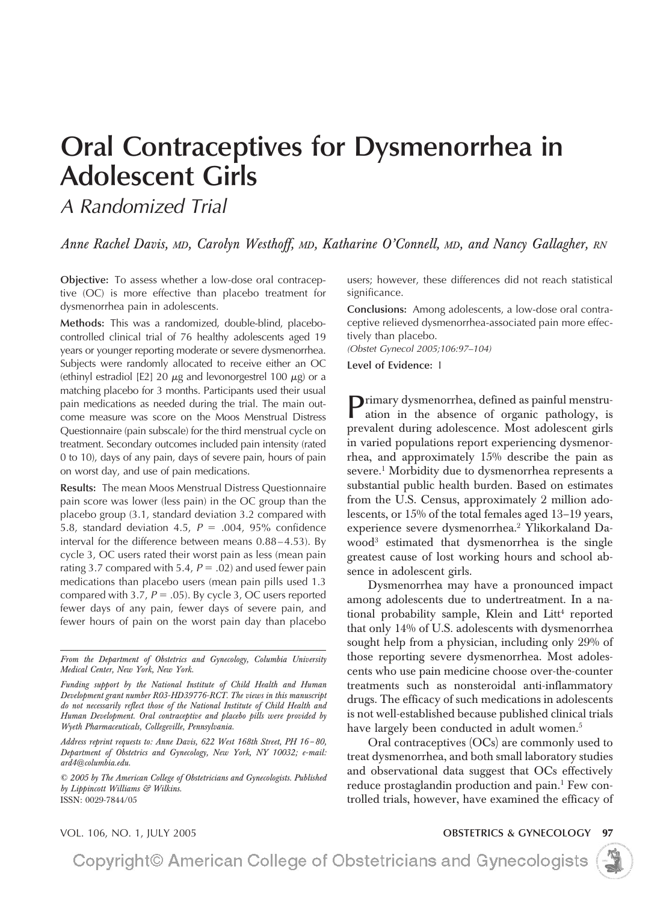# Oral Contraceptives for Dysmenorrhea in Adolescent Girls

## *A Randomized Trial*

*Anne Rachel Davis, MD, Carolyn Westhoff, MD, Katharine O'Connell, MD, and Nancy Gallagher, RN*

**Objective:** To assess whether a low-dose oral contraceptive (OC) is more effective than placebo treatment for dysmenorrhea pain in adolescents.

**Methods:** This was a randomized, double-blind, placebo-controlled clinical trial of 76 healthy adolescents aged 19 years or younger reporting moderate or severe dysmenorrhea. Subjects were randomly allocated to receive either an OC (ethinyl estradiol [E2] 20 $\mu$g and levonorgestrel 100 $\mu$g) or a matching placebo for 3 months. Participants used their usual pain medications as needed during the trial. The main outcome measure was score on the Moos Menstrual Distress Questionnaire (pain subscale) for the third menstrual cycle on treatment. Secondary outcomes included pain intensity (rated 0 to 10), days of any pain, days of severe pain, hours of pain on worst day, and use of pain medications.

**Results:** The mean Moos Menstrual Distress Questionnaire pain score was lower (less pain) in the OC group than the placebo group (3.1, standard deviation 3.2 compared with 5.8, standard deviation 4.5, $P = .004$, 95% confidence interval for the difference between means 0.88–4.53). By cycle 3, OC users rated their worst pain as less (mean pain rating 3.7 compared with 5.4, $P = .02$) and used fewer pain medications than placebo users (mean pain pills used 1.3 compared with 3.7, $P = .05$). By cycle 3, OC users reported fewer days of any pain, fewer days of severe pain, and fewer hours of pain on the worst pain day than placebo users; however, these differences did not reach statistical significance.

**Conclusions:** Among adolescents, a low-dose oral contraceptive relieved dysmenorrhea-associated pain more effectively than placebo.

*(Obstet Gynecol 2005;106:97–104)*

**Level of Evidence:** I

*From the Department of Obstetrics and Gynecology, Columbia University Medical Center, New York, New York.*

*Funding support by the National Institute of Child Health and Human Development grant number R03-HD39776-RCT. The views in this manuscript do not necessarily reflect those of the National Institute of Child Health and Human Development. Oral contraceptive and placebo pills were provided by Wyeth Pharmaceuticals, Collegeville, Pennsylvania.*

*Address reprint requests to: Anne Davis, 622 West 168th Street, PH 16–80, Department of Obstetrics and Gynecology, New York, NY 10032; e-mail: ard4@columbia.edu.*

*© 2005 by The American College of Obstetricians and Gynecologists. Published by Lippincott Williams & Wilkins.*
ISSN: 0029-7844/05

Primary dysmenorrhea, defined as painful menstruation in the absence of organic pathology, is prevalent during adolescence. Most adolescent girls in varied populations report experiencing dysmenorrhea, and approximately 15% describe the pain as severe.[1] Morbidity due to dysmenorrhea represents a substantial public health burden. Based on estimates from the U.S. Census, approximately 2 million adolescents, or 15% of the total females aged 13–19 years, experience severe dysmenorrhea.[2] Ylikorkaland Dawood[3] estimated that dysmenorrhea is the single greatest cause of lost working hours and school absence in adolescent girls.

Dysmenorrhea may have a pronounced impact among adolescents due to undertreatment. In a national probability sample, Klein and Litt[4] reported that only 14% of U.S. adolescents with dysmenorrhea sought help from a physician, including only 29% of those reporting severe dysmenorrhea. Most adolescents who use pain medicine choose over-the-counter treatments such as nonsteroidal anti-inflammatory drugs. The efficacy of such medications in adolescents is not well-established because published clinical trials have largely been conducted in adult women.[5]

Oral contraceptives (OCs) are commonly used to treat dysmenorrhea, and both small laboratory studies and observational data suggest that OCs effectively reduce prostaglandin production and pain.[1] Few controlled trials, however, have examined the efficacy of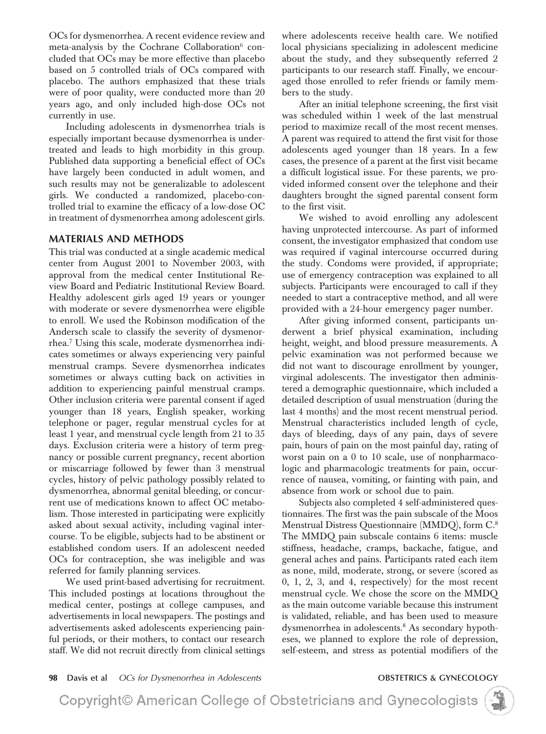OCs for dysmenorrhea. A recent evidence review and meta-analysis by the Cochrane Collaboration[6] concluded that OCs may be more effective than placebo based on 5 controlled trials of OCs compared with placebo. The authors emphasized that these trials were of poor quality, were conducted more than 20 years ago, and only included high-dose OCs not currently in use.

Including adolescents in dysmenorrhea trials is especially important because dysmenorrhea is undertreated and leads to high morbidity in this group. Published data supporting a beneficial effect of OCs have largely been conducted in adult women, and such results may not be generalizable to adolescent girls. We conducted a randomized, placebo-controlled trial to examine the efficacy of a low-dose OC in treatment of dysmenorrhea among adolescent girls.

## MATERIALS AND METHODS

This trial was conducted at a single academic medical center from August 2001 to November 2003, with approval from the medical center Institutional Review Board and Pediatric Institutional Review Board. Healthy adolescent girls aged 19 years or younger with moderate or severe dysmenorrhea were eligible to enroll. We used the Robinson modification of the Andersch scale to classify the severity of dysmenorrhea.[7] Using this scale, moderate dysmenorrhea indicates sometimes or always experiencing very painful menstrual cramps. Severe dysmenorrhea indicates sometimes or always cutting back on activities in addition to experiencing painful menstrual cramps. Other inclusion criteria were parental consent if aged younger than 18 years, English speaker, working telephone or pager, regular menstrual cycles for at least 1 year, and menstrual cycle length from 21 to 35 days. Exclusion criteria were a history of term pregnancy or possible current pregnancy, recent abortion or miscarriage followed by fewer than 3 menstrual cycles, history of pelvic pathology possibly related to dysmenorrhea, abnormal genital bleeding, or concurrent use of medications known to affect OC metabolism. Those interested in participating were explicitly asked about sexual activity, including vaginal intercourse. To be eligible, subjects had to be abstinent or established condom users. If an adolescent needed OCs for contraception, she was ineligible and was referred for family planning services.

We used print-based advertising for recruitment. This included postings at locations throughout the medical center, postings at college campuses, and advertisements in local newspapers. The postings and advertisements asked adolescents experiencing painful periods, or their mothers, to contact our research staff. We did not recruit directly from clinical settings where adolescents receive health care. We notified local physicians specializing in adolescent medicine about the study, and they subsequently referred 2 participants to our research staff. Finally, we encouraged those enrolled to refer friends or family members to the study.

After an initial telephone screening, the first visit was scheduled within 1 week of the last menstrual period to maximize recall of the most recent menses. A parent was required to attend the first visit for those adolescents aged younger than 18 years. In a few cases, the presence of a parent at the first visit became a difficult logistical issue. For these parents, we provided informed consent over the telephone and their daughters brought the signed parental consent form to the first visit.

We wished to avoid enrolling any adolescent having unprotected intercourse. As part of informed consent, the investigator emphasized that condom use was required if vaginal intercourse occurred during the study. Condoms were provided, if appropriate; use of emergency contraception was explained to all subjects. Participants were encouraged to call if they needed to start a contraceptive method, and all were provided with a 24-hour emergency pager number.

After giving informed consent, participants underwent a brief physical examination, including height, weight, and blood pressure measurements. A pelvic examination was not performed because we did not want to discourage enrollment by younger, virginal adolescents. The investigator then administered a demographic questionnaire, which included a detailed description of usual menstruation (during the last 4 months) and the most recent menstrual period. Menstrual characteristics included length of cycle, days of bleeding, days of any pain, days of severe pain, hours of pain on the most painful day, rating of worst pain on a 0 to 10 scale, use of nonpharmacologic and pharmacologic treatments for pain, occurrence of nausea, vomiting, or fainting with pain, and absence from work or school due to pain.

Subjects also completed 4 self-administered questionnaires. The first was the pain subscale of the Moos Menstrual Distress Questionnaire (MMDQ), form C.[8] The MMDQ pain subscale contains 6 items: muscle stiffness, headache, cramps, backache, fatigue, and general aches and pains. Participants rated each item as none, mild, moderate, strong, or severe (scored as 0, 1, 2, 3, and 4, respectively) for the most recent menstrual cycle. We chose the score on the MMDQ as the main outcome variable because this instrument is validated, reliable, and has been used to measure dysmenorrhea in adolescents.[8] As secondary hypotheses, we planned to explore the role of depression, self-esteem, and stress as potential modifiers of the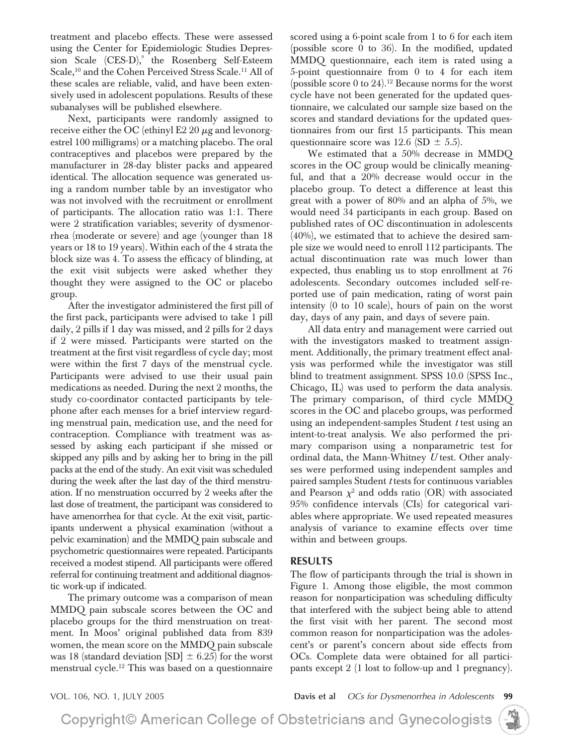treatment and placebo effects. These were assessed using the Center for Epidemiologic Studies Depression Scale (CES-D),[9] the Rosenberg Self-Esteem Scale,[10] and the Cohen Perceived Stress Scale.[11] All of these scales are reliable, valid, and have been extensively used in adolescent populations. Results of these subanalyses will be published elsewhere.

Next, participants were randomly assigned to receive either the OC (ethinyl E2 20 $\mu$g and levonorgestrel 100 milligrams) or a matching placebo. The oral contraceptives and placebos were prepared by the manufacturer in 28-day blister packs and appeared identical. The allocation sequence was generated using a random number table by an investigator who was not involved with the recruitment or enrollment of participants. The allocation ratio was 1:1. There were 2 stratification variables; severity of dysmenorrhea (moderate or severe) and age (younger than 18 years or 18 to 19 years). Within each of the 4 strata the block size was 4. To assess the efficacy of blinding, at the exit visit subjects were asked whether they thought they were assigned to the OC or placebo group.

After the investigator administered the first pill of the first pack, participants were advised to take 1 pill daily, 2 pills if 1 day was missed, and 2 pills for 2 days if 2 were missed. Participants were started on the treatment at the first visit regardless of cycle day; most were within the first 7 days of the menstrual cycle. Participants were advised to use their usual pain medications as needed. During the next 2 months, the study co-coordinator contacted participants by telephone after each menses for a brief interview regarding menstrual pain, medication use, and the need for contraception. Compliance with treatment was assessed by asking each participant if she missed or skipped any pills and by asking her to bring in the pill packs at the end of the study. An exit visit was scheduled during the week after the last day of the third menstruation. If no menstruation occurred by 2 weeks after the last dose of treatment, the participant was considered to have amenorrhea for that cycle. At the exit visit, participants underwent a physical examination (without a pelvic examination) and the MMDQ pain subscale and psychometric questionnaires were repeated. Participants received a modest stipend. All participants were offered referral for continuing treatment and additional diagnostic work-up if indicated.

The primary outcome was a comparison of mean MMDQ pain subscale scores between the OC and placebo groups for the third menstruation on treatment. In Moos' original published data from 839 women, the mean score on the MMDQ pain subscale was 18 (standard deviation [SD] $\pm$ 6.25) for the worst menstrual cycle.[12] This was based on a questionnaire scored using a 6-point scale from 1 to 6 for each item (possible score 0 to 36). In the modified, updated MMDQ questionnaire, each item is rated using a 5-point questionnaire from 0 to 4 for each item (possible score 0 to 24).[12] Because norms for the worst cycle have not been generated for the updated questionnaire, we calculated our sample size based on the scores and standard deviations for the updated questionnaires from our first 15 participants. This mean questionnaire score was 12.6 (SD $\pm$ 5.5).

We estimated that a 50% decrease in MMDQ scores in the OC group would be clinically meaningful, and that a 20% decrease would occur in the placebo group. To detect a difference at least this great with a power of 80% and an alpha of 5%, we would need 34 participants in each group. Based on published rates of OC discontinuation in adolescents (40%), we estimated that to achieve the desired sample size we would need to enroll 112 participants. The actual discontinuation rate was much lower than expected, thus enabling us to stop enrollment at 76 adolescents. Secondary outcomes included self-reported use of pain medication, rating of worst pain intensity (0 to 10 scale), hours of pain on the worst day, days of any pain, and days of severe pain.

All data entry and management were carried out with the investigators masked to treatment assignment. Additionally, the primary treatment effect analysis was performed while the investigator was still blind to treatment assignment. SPSS 10.0 (SPSS Inc., Chicago, IL) was used to perform the data analysis. The primary comparison, of third cycle MMDQ scores in the OC and placebo groups, was performed using an independent-samples Student *t* test using an intent-to-treat analysis. We also performed the primary comparison using a nonparametric test for ordinal data, the Mann-Whitney *U* test. Other analyses were performed using independent samples and paired samples Student *t* tests for continuous variables and Pearson $\chi^2$ and odds ratio (OR) with associated 95% confidence intervals (CIs) for categorical variables where appropriate. We used repeated measures analysis of variance to examine effects over time within and between groups.

## RESULTS

The flow of participants through the trial is shown in Figure 1. Among those eligible, the most common reason for nonparticipation was scheduling difficulty that interfered with the subject being able to attend the first visit with her parent. The second most common reason for nonparticipation was the adolescent's or parent's concern about side effects from OCs. Complete data were obtained for all participants except 2 (1 lost to follow-up and 1 pregnancy).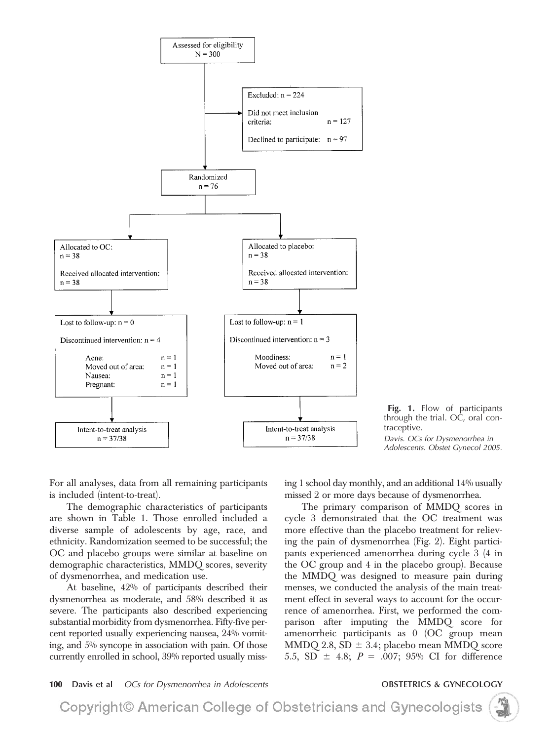Assessed for eligibility
N = 300

Excluded: n = 224

Did not meet inclusion criteria: n = 127

Declined to participate: n = 97

Randomized
n = 76

| Allocated to OC | Allocated to placebo |
|---|---|
| n = 38 | n = 38 |
| Received allocated intervention: n = 38 | Received allocated intervention: n = 38 |
| Lost to follow-up: n = 0 | Lost to follow-up: n = 1 |
| Discontinued intervention: n = 4 | Discontinued intervention: n = 3 |
| Acne: n = 1 | Moodiness: n = 1 |
| Moved out of area: n = 1 | Moved out of area: n = 2 |
| Nausea: n = 1 | |
| Pregnant: n = 1 | |
| Intent-to-treat analysis n = 37/38 | Intent-to-treat analysis n = 37/38 |

**Fig. 1.** Flow of participants through the trial. OC, oral contraceptive.

*Davis. OCs for Dysmenorrhea in Adolescents. Obstet Gynecol 2005.*

For all analyses, data from all remaining participants is included (intent-to-treat).

The demographic characteristics of participants are shown in Table 1. Those enrolled included a diverse sample of adolescents by age, race, and ethnicity. Randomization seemed to be successful; the OC and placebo groups were similar at baseline on demographic characteristics, MMDQ scores, severity of dysmenorrhea, and medication use.

At baseline, 42% of participants described their dysmenorrhea as moderate, and 58% described it as severe. The participants also described experiencing substantial morbidity from dysmenorrhea. Fifty-five percent reported usually experiencing nausea, 24% vomiting, and 5% syncope in association with pain. Of those currently enrolled in school, 39% reported usually missing 1 school day monthly, and an additional 14% usually missed 2 or more days because of dysmenorrhea.

The primary comparison of MMDQ scores in cycle 3 demonstrated that the OC treatment was more effective than the placebo treatment for relieving the pain of dysmenorrhea (Fig. 2). Eight participants experienced amenorrhea during cycle 3 (4 in the OC group and 4 in the placebo group). Because the MMDQ was designed to measure pain during menses, we conducted the analysis of the main treatment effect in several ways to account for the occurrence of amenorrhea. First, we performed the comparison after imputing the MMDQ score for amenorrheic participants as 0 (OC group mean MMDQ 2.8, SD $\pm$ 3.4; placebo mean MMDQ score 5.5, SD $\pm$ 4.8; $P = .007$; 95% CI for difference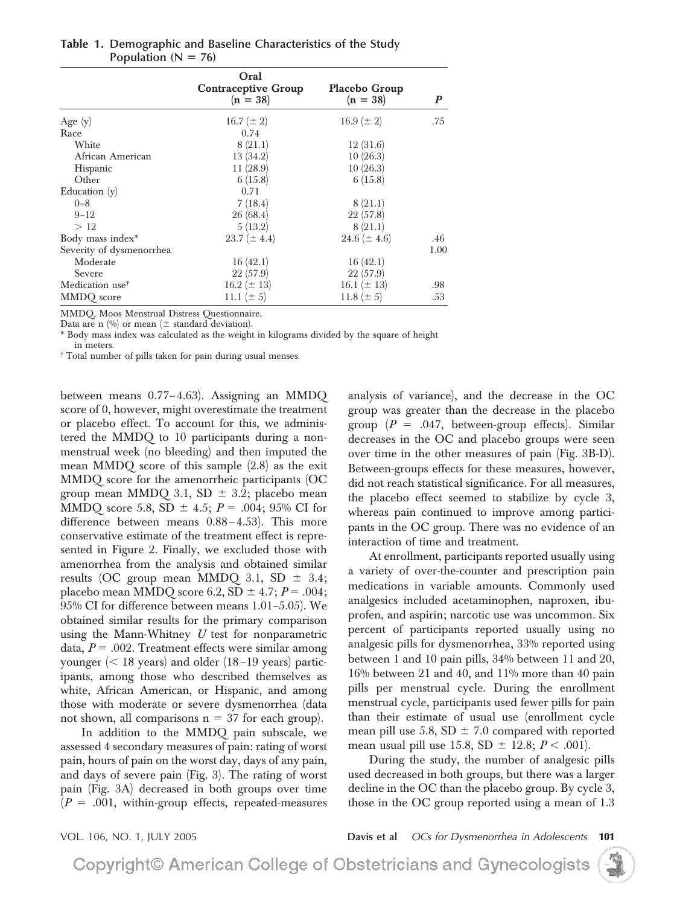**Table 1. Demographic and Baseline Characteristics of the Study Population (N = 76)**

| | Oral Contraceptive Group (n = 38) | Placebo Group (n = 38) | *P* |
|---|---|---|---|
| Age (y) | 16.7 (± 2) | 16.9 (± 2) | .75 |
| Race | 0.74 | | |
| White | 8 (21.1) | 12 (31.6) | |
| African American | 13 (34.2) | 10 (26.3) | |
| Hispanic | 11 (28.9) | 10 (26.3) | |
| Other | 6 (15.8) | 6 (15.8) | |
| Education (y) | 0.71 | | |
| 0–8 | 7 (18.4) | 8 (21.1) | |
| 9–12 | 26 (68.4) | 22 (57.8) | |
| > 12 | 5 (13.2) | 8 (21.1) | |
| Body mass index* | 23.7 (± 4.4) | 24.6 (± 4.6) | .46 |
| Severity of dysmenorrhea | | | 1.00 |
| Moderate | 16 (42.1) | 16 (42.1) | |
| Severe | 22 (57.9) | 22 (57.9) | |
| Medication use† | 16.2 (± 13) | 16.1 (± 13) | .98 |
| MMDQ score | 11.1 (± 5) | 11.8 (± 5) | .53 |

MMDQ, Moos Menstrual Distress Questionnaire.
Data are n (%) or mean (± standard deviation).
\* Body mass index was calculated as the weight in kilograms divided by the square of height in meters.
† Total number of pills taken for pain during usual menses.

between means 0.77–4.63). Assigning an MMDQ score of 0, however, might overestimate the treatment or placebo effect. To account for this, we administered the MMDQ to 10 participants during a nonmenstrual week (no bleeding) and then imputed the mean MMDQ score of this sample (2.8) as the exit MMDQ score for the amenorrheic participants (OC group mean MMDQ 3.1, SD ± 3.2; placebo mean MMDQ score 5.8, SD ± 4.5; $P = .004$; 95% CI for difference between means 0.88–4.53). This more conservative estimate of the treatment effect is represented in Figure 2. Finally, we excluded those with amenorrhea from the analysis and obtained similar results (OC group mean MMDQ 3.1, SD ± 3.4; placebo mean MMDQ score 6.2, SD ± 4.7; $P = .004$; 95% CI for difference between means 1.01–5.05). We obtained similar results for the primary comparison using the Mann-Whitney *U* test for nonparametric data, $P = .002$. Treatment effects were similar among younger (< 18 years) and older (18–19 years) participants, among those who described themselves as white, African American, or Hispanic, and among those with moderate or severe dysmenorrhea (data not shown, all comparisons n = 37 for each group).

In addition to the MMDQ pain subscale, we assessed 4 secondary measures of pain: rating of worst pain, hours of pain on the worst day, days of any pain, and days of severe pain (Fig. 3). The rating of worst pain (Fig. 3A) decreased in both groups over time ($P = .001$, within-group effects, repeated-measures analysis of variance), and the decrease in the OC group was greater than the decrease in the placebo group ($P = .047$, between-group effects). Similar decreases in the OC and placebo groups were seen over time in the other measures of pain (Fig. 3B-D). Between-groups effects for these measures, however, did not reach statistical significance. For all measures, the placebo effect seemed to stabilize by cycle 3, whereas pain continued to improve among participants in the OC group. There was no evidence of an interaction of time and treatment.

At enrollment, participants reported usually using a variety of over-the-counter and prescription pain medications in variable amounts. Commonly used analgesics included acetaminophen, naproxen, ibuprofen, and aspirin; narcotic use was uncommon. Six percent of participants reported usually using no analgesic pills for dysmenorrhea, 33% reported using between 1 and 10 pain pills, 34% between 11 and 20, 16% between 21 and 40, and 11% more than 40 pain pills per menstrual cycle. During the enrollment menstrual cycle, participants used fewer pills for pain than their estimate of usual use (enrollment cycle mean pill use 5.8, SD ± 7.0 compared with reported mean usual pill use 15.8, SD ± 12.8; $P < .001$).

During the study, the number of analgesic pills used decreased in both groups, but there was a larger decline in the OC than the placebo group. By cycle 3, those in the OC group reported using a mean of 1.3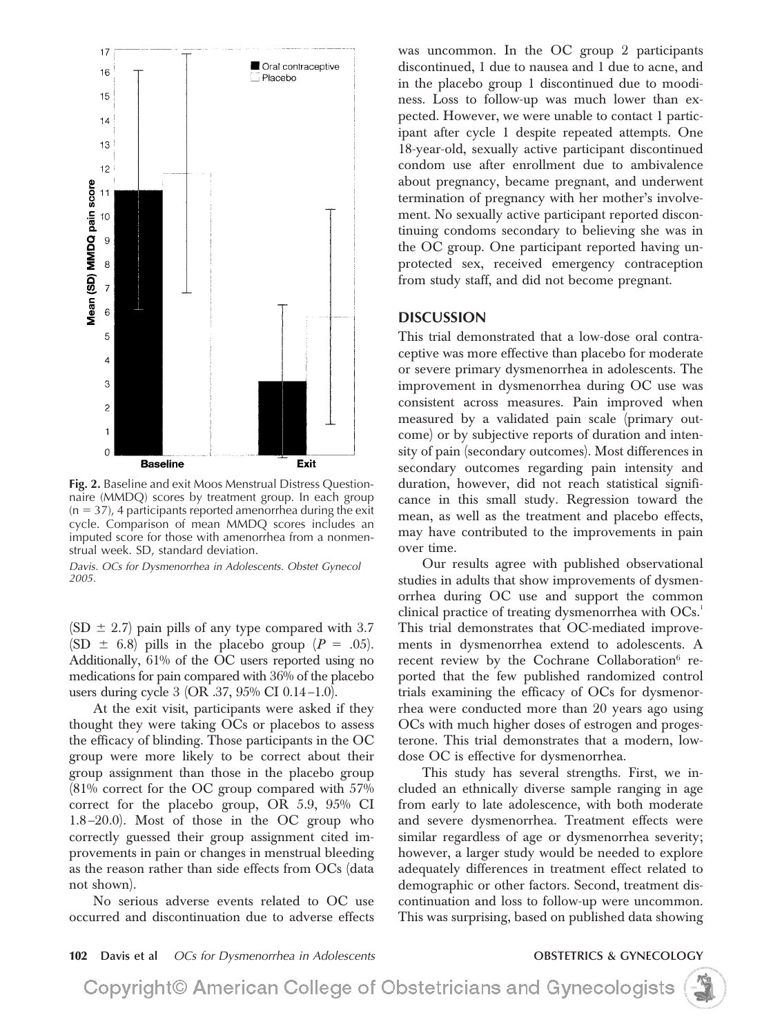Fig. 2. Baseline and exit Moos Menstrual Distress Questionnaire (MMDQ) scores by treatment group. In each group ($n = 37$), 4 participants reported amenorrhea during the exit cycle. Comparison of mean MMDQ scores includes an imputed score for those with amenorrhea from a nonmenstrual week. SD, standard deviation.

*Davis. OCs for Dysmenorrhea in Adolescents. Obstet Gynecol 2005.*

(SD ± 2.7) pain pills of any type compared with 3.7 (SD ± 6.8) pills in the placebo group ($P = .05$). Additionally, 61% of the OC users reported using no medications for pain compared with 36% of the placebo users during cycle 3 (OR .37, 95% CI 0.14–1.0).

At the exit visit, participants were asked if they thought they were taking OCs or placebos to assess the efficacy of blinding. Those participants in the OC group were more likely to be correct about their group assignment than those in the placebo group (81% correct for the OC group compared with 57% correct for the placebo group, OR 5.9, 95% CI 1.8–20.0). Most of those in the OC group who correctly guessed their group assignment cited improvements in pain or changes in menstrual bleeding as the reason rather than side effects from OCs (data not shown).

No serious adverse events related to OC use occurred and discontinuation due to adverse effects was uncommon. In the OC group 2 participants discontinued, 1 due to nausea and 1 due to acne, and in the placebo group 1 discontinued due to moodiness. Loss to follow-up was much lower than expected. However, we were unable to contact 1 participant after cycle 1 despite repeated attempts. One 18-year-old, sexually active participant discontinued condom use after enrollment due to ambivalence about pregnancy, became pregnant, and underwent termination of pregnancy with her mother's involvement. No sexually active participant reported discontinuing condoms secondary to believing she was in the OC group. One participant reported having unprotected sex, received emergency contraception from study staff, and did not become pregnant.

## DISCUSSION

This trial demonstrated that a low-dose oral contraceptive was more effective than placebo for moderate or severe primary dysmenorrhea in adolescents. The improvement in dysmenorrhea during OC use was consistent across measures. Pain improved when measured by a validated pain scale (primary outcome) or by subjective reports of duration and intensity of pain (secondary outcomes). Most differences in secondary outcomes regarding pain intensity and duration, however, did not reach statistical significance in this small study. Regression toward the mean, as well as the treatment and placebo effects, may have contributed to the improvements in pain over time.

Our results agree with published observational studies in adults that show improvements of dysmenorrhea during OC use and support the common clinical practice of treating dysmenorrhea with OCs.[1] This trial demonstrates that OC-mediated improvements in dysmenorrhea extend to adolescents. A recent review by the Cochrane Collaboration[6] reported that the few published randomized control trials examining the efficacy of OCs for dysmenorrhea were conducted more than 20 years ago using OCs with much higher doses of estrogen and progesterone. This trial demonstrates that a modern, low-dose OC is effective for dysmenorrhea.

This study has several strengths. First, we included an ethnically diverse sample ranging in age from early to late adolescence, with both moderate and severe dysmenorrhea. Treatment effects were similar regardless of age or dysmenorrhea severity; however, a larger study would be needed to explore adequately differences in treatment effect related to demographic or other factors. Second, treatment discontinuation and loss to follow-up were uncommon. This was surprising, based on published data showing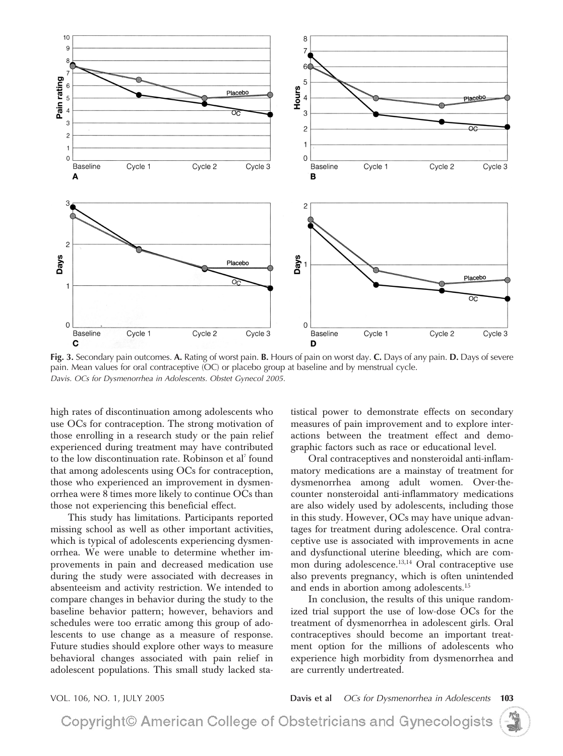**Fig. 3.** Secondary pain outcomes. **A.** Rating of worst pain. **B.** Hours of pain on worst day. **C.** Days of any pain. **D.** Days of severe pain. Mean values for oral contraceptive (OC) or placebo group at baseline and by menstrual cycle.
*Davis. OCs for Dysmenorrhea in Adolescents. Obstet Gynecol 2005.*

high rates of discontinuation among adolescents who use OCs for contraception. The strong motivation of those enrolling in a research study or the pain relief experienced during treatment may have contributed to the low discontinuation rate. Robinson et al[7] found that among adolescents using OCs for contraception, those who experienced an improvement in dysmenorrhea were 8 times more likely to continue OCs than those not experiencing this beneficial effect.

This study has limitations. Participants reported missing school as well as other important activities, which is typical of adolescents experiencing dysmenorrhea. We were unable to determine whether improvements in pain and decreased medication use during the study were associated with decreases in absenteeism and activity restriction. We intended to compare changes in behavior during the study to the baseline behavior pattern; however, behaviors and schedules were too erratic among this group of adolescents to use change as a measure of response. Future studies should explore other ways to measure behavioral changes associated with pain relief in adolescent populations. This small study lacked statistical power to demonstrate effects on secondary measures of pain improvement and to explore interactions between the treatment effect and demographic factors such as race or educational level.

Oral contraceptives and nonsteroidal anti-inflammatory medications are a mainstay of treatment for dysmenorrhea among adult women. Over-the-counter nonsteroidal anti-inflammatory medications are also widely used by adolescents, including those in this study. However, OCs may have unique advantages for treatment during adolescence. Oral contraceptive use is associated with improvements in acne and dysfunctional uterine bleeding, which are common during adolescence.[13,14] Oral contraceptive use also prevents pregnancy, which is often unintended and ends in abortion among adolescents.[15]

In conclusion, the results of this unique randomized trial support the use of low-dose OCs for the treatment of dysmenorrhea in adolescent girls. Oral contraceptives should become an important treatment option for the millions of adolescents who experience high morbidity from dysmenorrhea and are currently undertreated.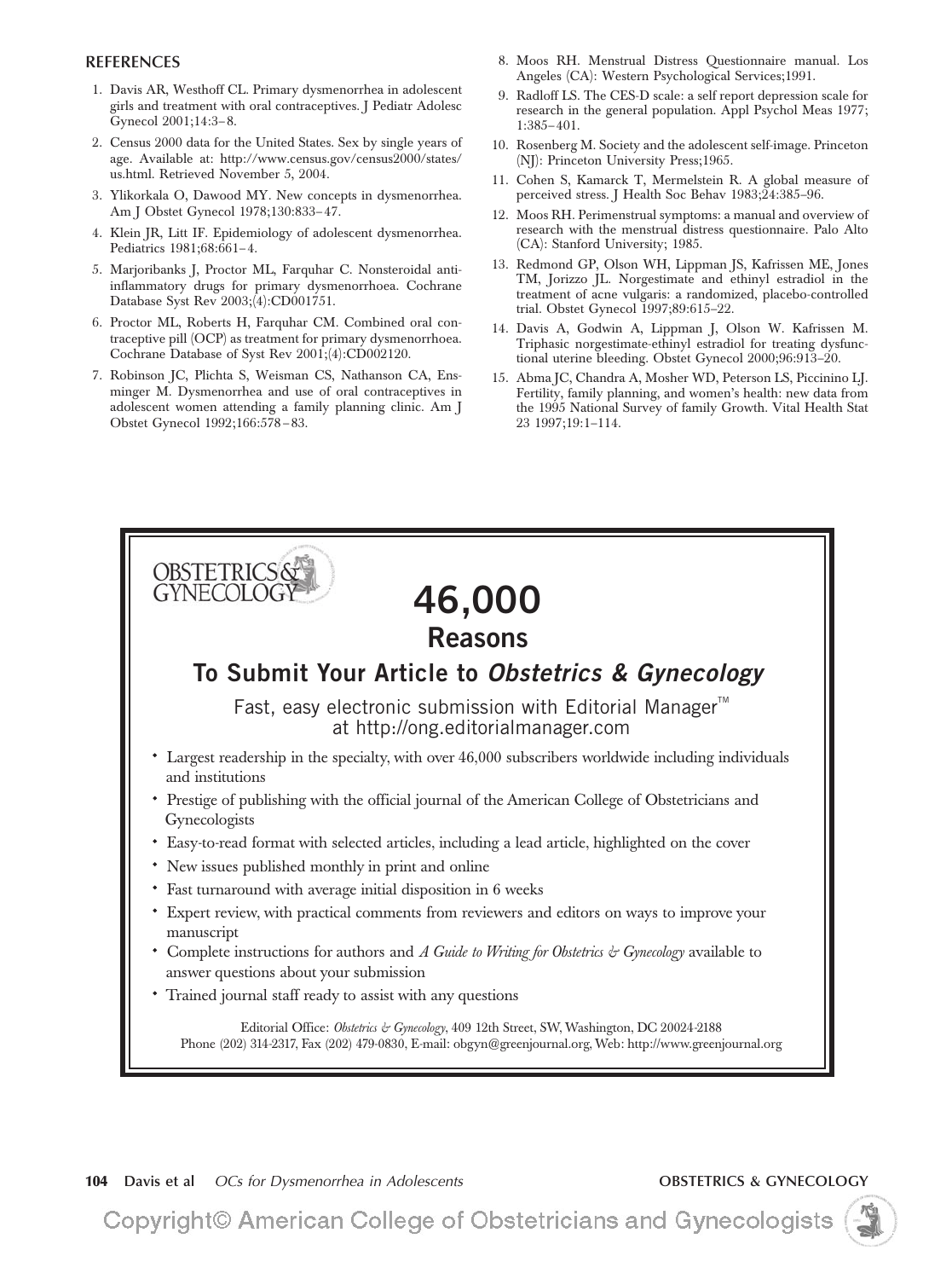## REFERENCES

1. Davis AR, Westhoff CL. Primary dysmenorrhea in adolescent girls and treatment with oral contraceptives. J Pediatr Adolesc Gynecol 2001;14:3–8.
2. Census 2000 data for the United States. Sex by single years of age. Available at: http://www.census.gov/census2000/states/us.html. Retrieved November 5, 2004.
3. Ylikorkala O, Dawood MY. New concepts in dysmenorrhea. Am J Obstet Gynecol 1978;130:833–47.
4. Klein JR, Litt IF. Epidemiology of adolescent dysmenorrhea. Pediatrics 1981;68:661–4.
5. Marjoribanks J, Proctor ML, Farquhar C. Nonsteroidal anti-inflammatory drugs for primary dysmenorrhoea. Cochrane Database Syst Rev 2003;(4):CD001751.
6. Proctor ML, Roberts H, Farquhar CM. Combined oral contraceptive pill (OCP) as treatment for primary dysmenorrhoea. Cochrane Database of Syst Rev 2001;(4):CD002120.
7. Robinson JC, Plichta S, Weisman CS, Nathanson CA, Ensminger M. Dysmenorrhea and use of oral contraceptives in adolescent women attending a family planning clinic. Am J Obstet Gynecol 1992;166:578–83.
8. Moos RH. Menstrual Distress Questionnaire manual. Los Angeles (CA): Western Psychological Services;1991.
9. Radloff LS. The CES-D scale: a self report depression scale for research in the general population. Appl Psychol Meas 1977; 1:385–401.
10. Rosenberg M. Society and the adolescent self-image. Princeton (NJ): Princeton University Press;1965.
11. Cohen S, Kamarck T, Mermelstein R. A global measure of perceived stress. J Health Soc Behav 1983;24:385–96.
12. Moos RH. Perimenstrual symptoms: a manual and overview of research with the menstrual distress questionnaire. Palo Alto (CA): Stanford University; 1985.
13. Redmond GP, Olson WH, Lippman JS, Kafrissen ME, Jones TM, Jorizzo JL. Norgestimate and ethinyl estradiol in the treatment of acne vulgaris: a randomized, placebo-controlled trial. Obstet Gynecol 1997;89:615–22.
14. Davis A, Godwin A, Lippman J, Olson W. Kafrissen M. Triphasic norgestimate-ethinyl estradiol for treating dysfunctional uterine bleeding. Obstet Gynecol 2000;96:913–20.
15. Abma JC, Chandra A, Mosher WD, Peterson LS, Piccinino LJ. Fertility, family planning, and women's health: new data from the 1995 National Survey of family Growth. Vital Health Stat 23 1997;19:1–114.

OBSTETRICS & GYNECOLOGY

# 46,000

## Reasons

### To Submit Your Article to *Obstetrics & Gynecology*

Fast, easy electronic submission with Editorial Manager™ at http://ong.editorialmanager.com

- Largest readership in the specialty, with over 46,000 subscribers worldwide including individuals and institutions
- Prestige of publishing with the official journal of the American College of Obstetricians and Gynecologists
- Easy-to-read format with selected articles, including a lead article, highlighted on the cover
- New issues published monthly in print and online
- Fast turnaround with average initial disposition in 6 weeks
- Expert review, with practical comments from reviewers and editors on ways to improve your manuscript
- Complete instructions for authors and *A Guide to Writing for Obstetrics & Gynecology* available to answer questions about your submission
- Trained journal staff ready to assist with any questions

Editorial Office: *Obstetrics & Gynecology*, 409 12th Street, SW, Washington, DC 20024-2188
Phone (202) 314-2317, Fax (202) 479-0830, E-mail: obgyn@greenjournal.org, Web: http://www.greenjournal.org